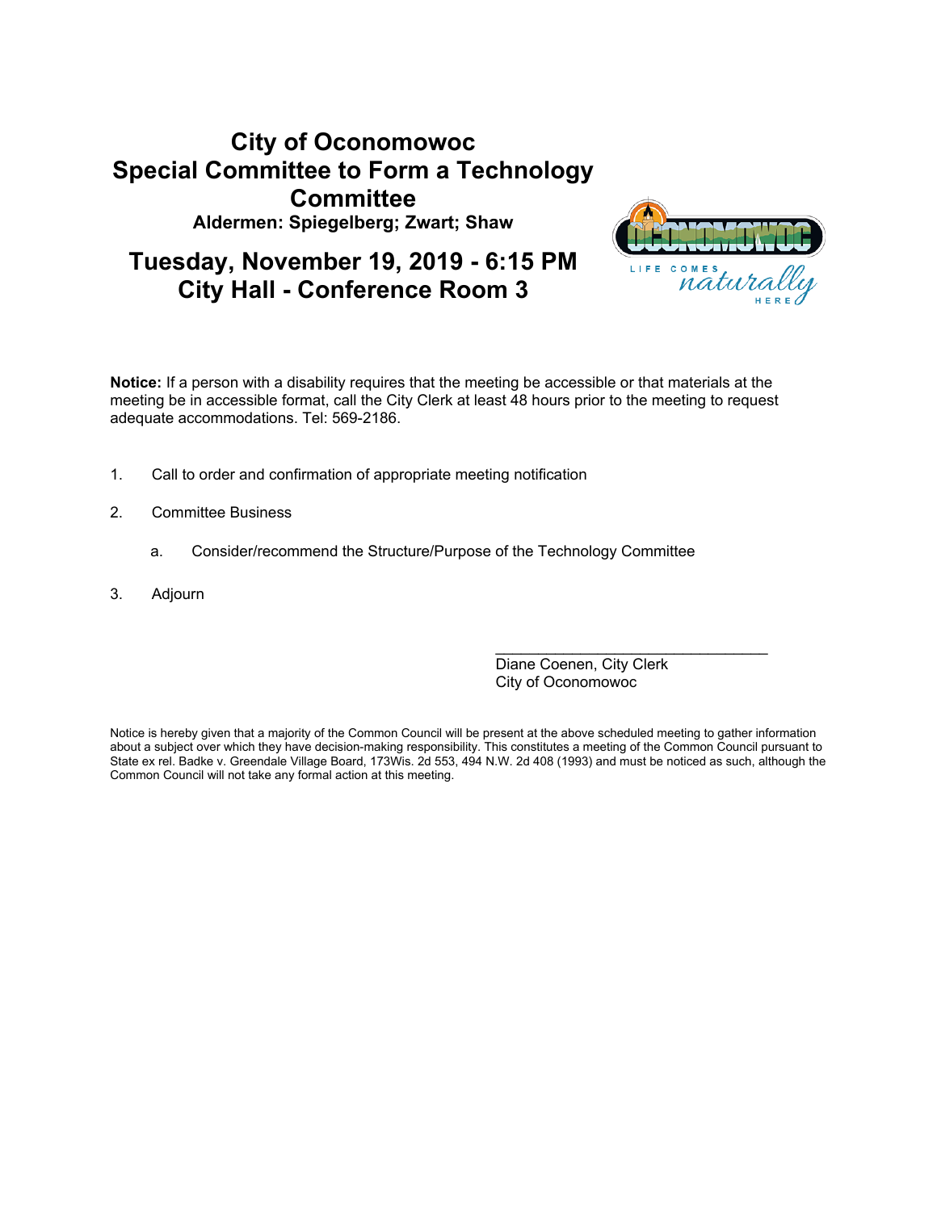# City of Oconomowoc
# Special Committee to Form a Technology Committee

**Aldermen: Spiegelberg; Zwart; Shaw**

## Tuesday, November 19, 2019 - 6:15 PM
## City Hall - Conference Room 3

**Notice:** If a person with a disability requires that the meeting be accessible or that materials at the meeting be in accessible format, call the City Clerk at least 48 hours prior to the meeting to request adequate accommodations. Tel: 569-2186.

1. Call to order and confirmation of appropriate meeting notification

2. Committee Business

   a. Consider/recommend the Structure/Purpose of the Technology Committee

3. Adjourn

_________________________________
Diane Coenen, City Clerk
City of Oconomowoc

Notice is hereby given that a majority of the Common Council will be present at the above scheduled meeting to gather information about a subject over which they have decision-making responsibility. This constitutes a meeting of the Common Council pursuant to State ex rel. Badke v. Greendale Village Board, 173Wis. 2d 553, 494 N.W. 2d 408 (1993) and must be noticed as such, although the Common Council will not take any formal action at this meeting.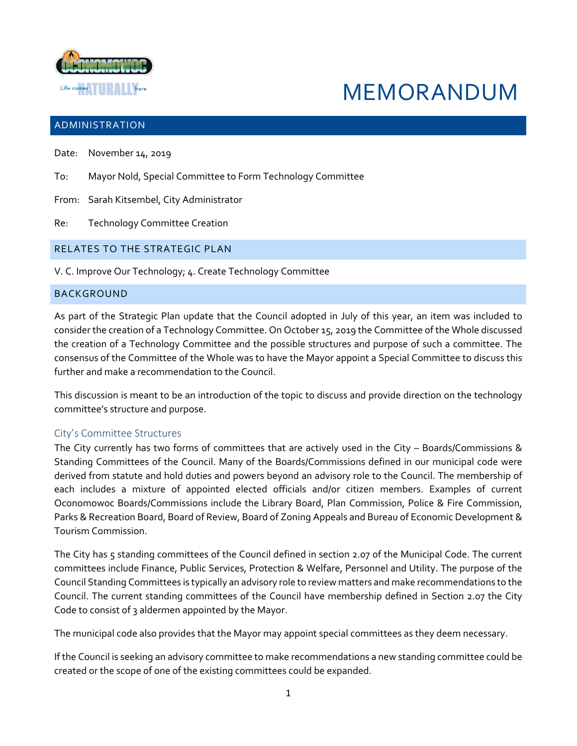# MEMORANDUM

## ADMINISTRATION

Date: November 14, 2019

To: Mayor Nold, Special Committee to Form Technology Committee

From: Sarah Kitsembel, City Administrator

Re: Technology Committee Creation

## RELATES TO THE STRATEGIC PLAN

V. C. Improve Our Technology; 4. Create Technology Committee

## BACKGROUND

As part of the Strategic Plan update that the Council adopted in July of this year, an item was included to consider the creation of a Technology Committee. On October 15, 2019 the Committee of the Whole discussed the creation of a Technology Committee and the possible structures and purpose of such a committee. The consensus of the Committee of the Whole was to have the Mayor appoint a Special Committee to discuss this further and make a recommendation to the Council.

This discussion is meant to be an introduction of the topic to discuss and provide direction on the technology committee's structure and purpose.

### City's Committee Structures

The City currently has two forms of committees that are actively used in the City – Boards/Commissions & Standing Committees of the Council. Many of the Boards/Commissions defined in our municipal code were derived from statute and hold duties and powers beyond an advisory role to the Council. The membership of each includes a mixture of appointed elected officials and/or citizen members. Examples of current Oconomowoc Boards/Commissions include the Library Board, Plan Commission, Police & Fire Commission, Parks & Recreation Board, Board of Review, Board of Zoning Appeals and Bureau of Economic Development & Tourism Commission.

The City has 5 standing committees of the Council defined in section 2.07 of the Municipal Code. The current committees include Finance, Public Services, Protection & Welfare, Personnel and Utility. The purpose of the Council Standing Committees is typically an advisory role to review matters and make recommendations to the Council. The current standing committees of the Council have membership defined in Section 2.07 the City Code to consist of 3 aldermen appointed by the Mayor.

The municipal code also provides that the Mayor may appoint special committees as they deem necessary.

If the Council is seeking an advisory committee to make recommendations a new standing committee could be created or the scope of one of the existing committees could be expanded.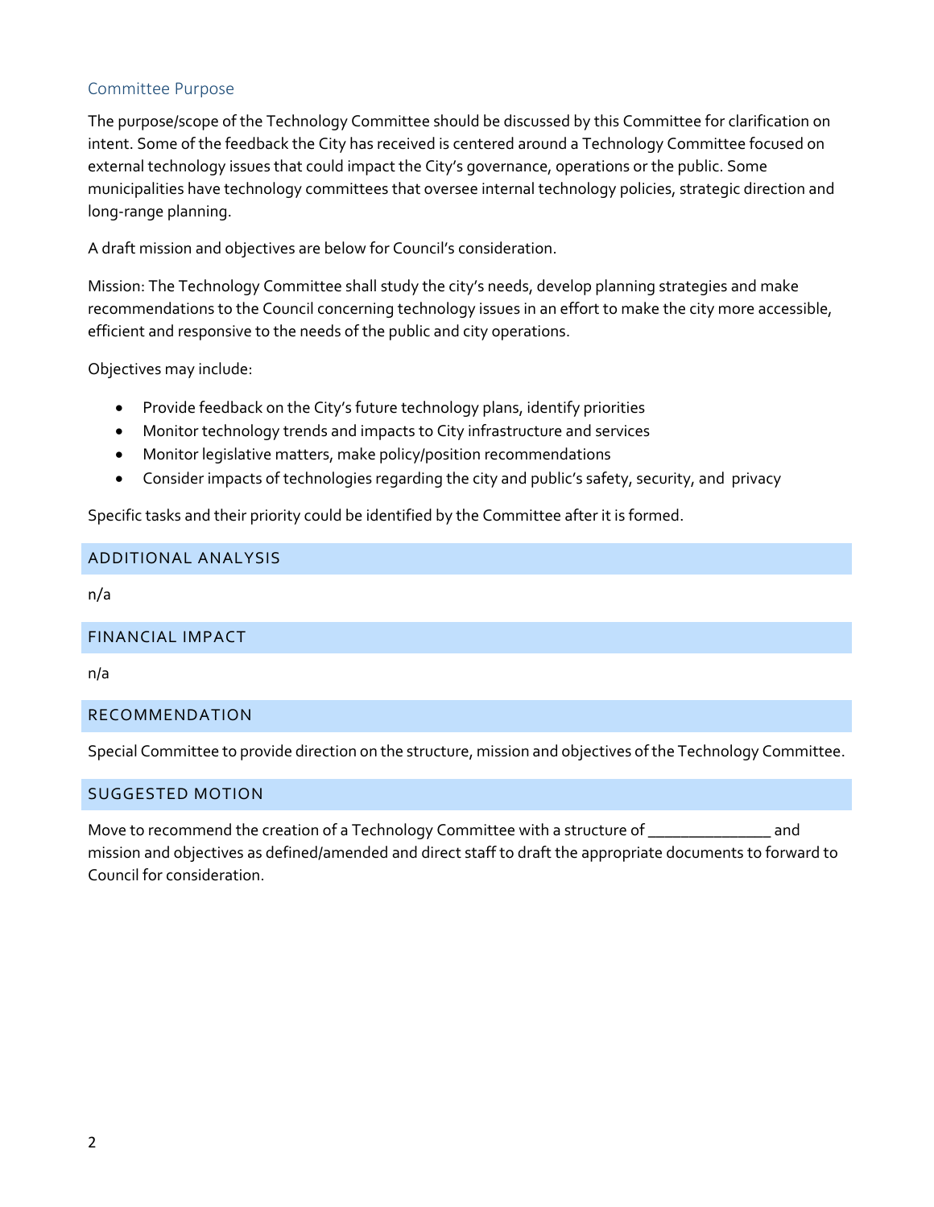## Committee Purpose

The purpose/scope of the Technology Committee should be discussed by this Committee for clarification on intent. Some of the feedback the City has received is centered around a Technology Committee focused on external technology issues that could impact the City's governance, operations or the public. Some municipalities have technology committees that oversee internal technology policies, strategic direction and long-range planning.

A draft mission and objectives are below for Council's consideration.

Mission: The Technology Committee shall study the city's needs, develop planning strategies and make recommendations to the Council concerning technology issues in an effort to make the city more accessible, efficient and responsive to the needs of the public and city operations.

Objectives may include:

- Provide feedback on the City's future technology plans, identify priorities
- Monitor technology trends and impacts to City infrastructure and services
- Monitor legislative matters, make policy/position recommendations
- Consider impacts of technologies regarding the city and public's safety, security, and privacy

Specific tasks and their priority could be identified by the Committee after it is formed.

## ADDITIONAL ANALYSIS

n/a

## FINANCIAL IMPACT

n/a

## RECOMMENDATION

Special Committee to provide direction on the structure, mission and objectives of the Technology Committee.

## SUGGESTED MOTION

Move to recommend the creation of a Technology Committee with a structure of _______________ and mission and objectives as defined/amended and direct staff to draft the appropriate documents to forward to Council for consideration.